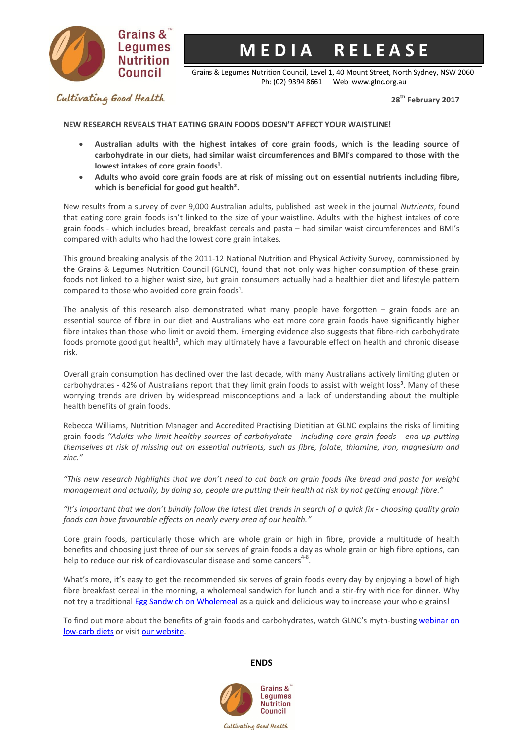Grains & Legumes Nutrition Council™

# MEDIA RELEASE

Grains & Legumes Nutrition Council, Level 1, 40 Mount Street, North Sydney, NSW 2060
Ph: (02) 9394 8661 Web: www.glnc.org.au

*Cultivating Good Health*

**28th February 2017**

**NEW RESEARCH REVEALS THAT EATING GRAIN FOODS DOESN'T AFFECT YOUR WAISTLINE!**

- **Australian adults with the highest intakes of core grain foods, which is the leading source of carbohydrate in our diets, had similar waist circumferences and BMI's compared to those with the lowest intakes of core grain foods[1].**
- **Adults who avoid core grain foods are at risk of missing out on essential nutrients including fibre, which is beneficial for good gut health[2].**

New results from a survey of over 9,000 Australian adults, published last week in the journal *Nutrients*, found that eating core grain foods isn't linked to the size of your waistline. Adults with the highest intakes of core grain foods - which includes bread, breakfast cereals and pasta – had similar waist circumferences and BMI's compared with adults who had the lowest core grain intakes.

This ground breaking analysis of the 2011-12 National Nutrition and Physical Activity Survey, commissioned by the Grains & Legumes Nutrition Council (GLNC), found that not only was higher consumption of these grain foods not linked to a higher waist size, but grain consumers actually had a healthier diet and lifestyle pattern compared to those who avoided core grain foods[1].

The analysis of this research also demonstrated what many people have forgotten – grain foods are an essential source of fibre in our diet and Australians who eat more core grain foods have significantly higher fibre intakes than those who limit or avoid them. Emerging evidence also suggests that fibre-rich carbohydrate foods promote good gut health[2], which may ultimately have a favourable effect on health and chronic disease risk.

Overall grain consumption has declined over the last decade, with many Australians actively limiting gluten or carbohydrates - 42% of Australians report that they limit grain foods to assist with weight loss[3]. Many of these worrying trends are driven by widespread misconceptions and a lack of understanding about the multiple health benefits of grain foods.

Rebecca Williams, Nutrition Manager and Accredited Practising Dietitian at GLNC explains the risks of limiting grain foods *"Adults who limit healthy sources of carbohydrate - including core grain foods - end up putting themselves at risk of missing out on essential nutrients, such as fibre, folate, thiamine, iron, magnesium and zinc."*

*"This new research highlights that we don't need to cut back on grain foods like bread and pasta for weight management and actually, by doing so, people are putting their health at risk by not getting enough fibre."*

*"It's important that we don't blindly follow the latest diet trends in search of a quick fix - choosing quality grain foods can have favourable effects on nearly every area of our health."*

Core grain foods, particularly those which are whole grain or high in fibre, provide a multitude of health benefits and choosing just three of our six serves of grain foods a day as whole grain or high fibre options, can help to reduce our risk of cardiovascular disease and some cancers[4-8].

What's more, it's easy to get the recommended six serves of grain foods every day by enjoying a bowl of high fibre breakfast cereal in the morning, a wholemeal sandwich for lunch and a stir-fry with rice for dinner. Why not try a traditional Egg Sandwich on Wholemeal as a quick and delicious way to increase your whole grains!

To find out more about the benefits of grain foods and carbohydrates, watch GLNC's myth-busting webinar on low-carb diets or visit our website.

**ENDS**

Grains & Legumes Nutrition Council™

*Cultivating Good Health*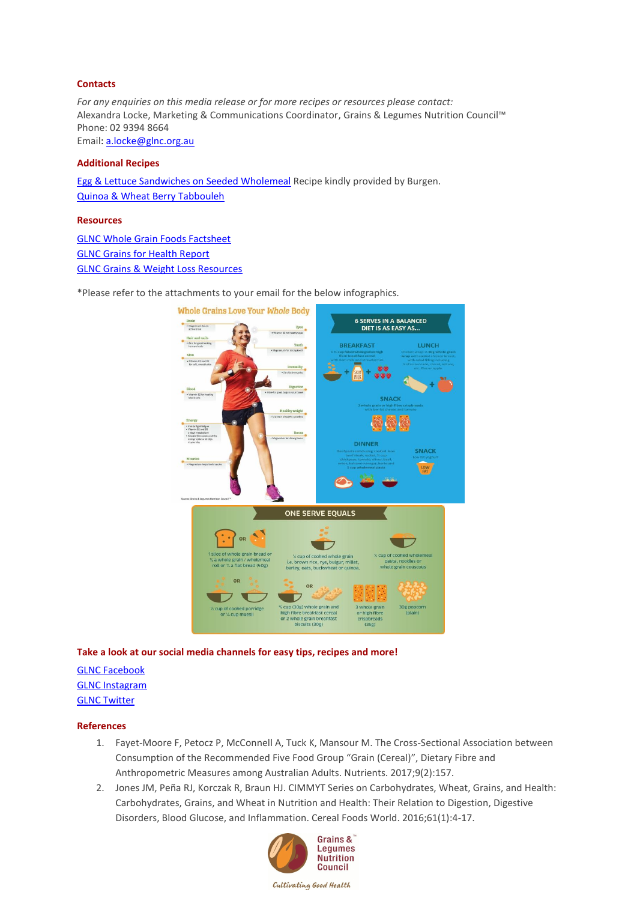## Contacts

*For any enquiries on this media release or for more recipes or resources please contact:*
Alexandra Locke, Marketing & Communications Coordinator, Grains & Legumes Nutrition Council™
Phone: 02 9394 8664
Email: a.locke@glnc.org.au

## Additional Recipes

Egg & Lettuce Sandwiches on Seeded Wholemeal Recipe kindly provided by Burgen.
Quinoa & Wheat Berry Tabbouleh

## Resources

GLNC Whole Grain Foods Factsheet
GLNC Grains for Health Report
GLNC Grains & Weight Loss Resources

*Please refer to the attachments to your email for the below infographics.

## Take a look at our social media channels for easy tips, recipes and more!

GLNC Facebook
GLNC Instagram
GLNC Twitter

## References

1. Fayet-Moore F, Petocz P, McConnell A, Tuck K, Mansour M. The Cross-Sectional Association between Consumption of the Recommended Five Food Group "Grain (Cereal)", Dietary Fibre and Anthropometric Measures among Australian Adults. Nutrients. 2017;9(2):157.
2. Jones JM, Peña RJ, Korczak R, Braun HJ. CIMMYT Series on Carbohydrates, Wheat, Grains, and Health: Carbohydrates, Grains, and Wheat in Nutrition and Health: Their Relation to Digestion, Digestive Disorders, Blood Glucose, and Inflammation. Cereal Foods World. 2016;61(1):4-17.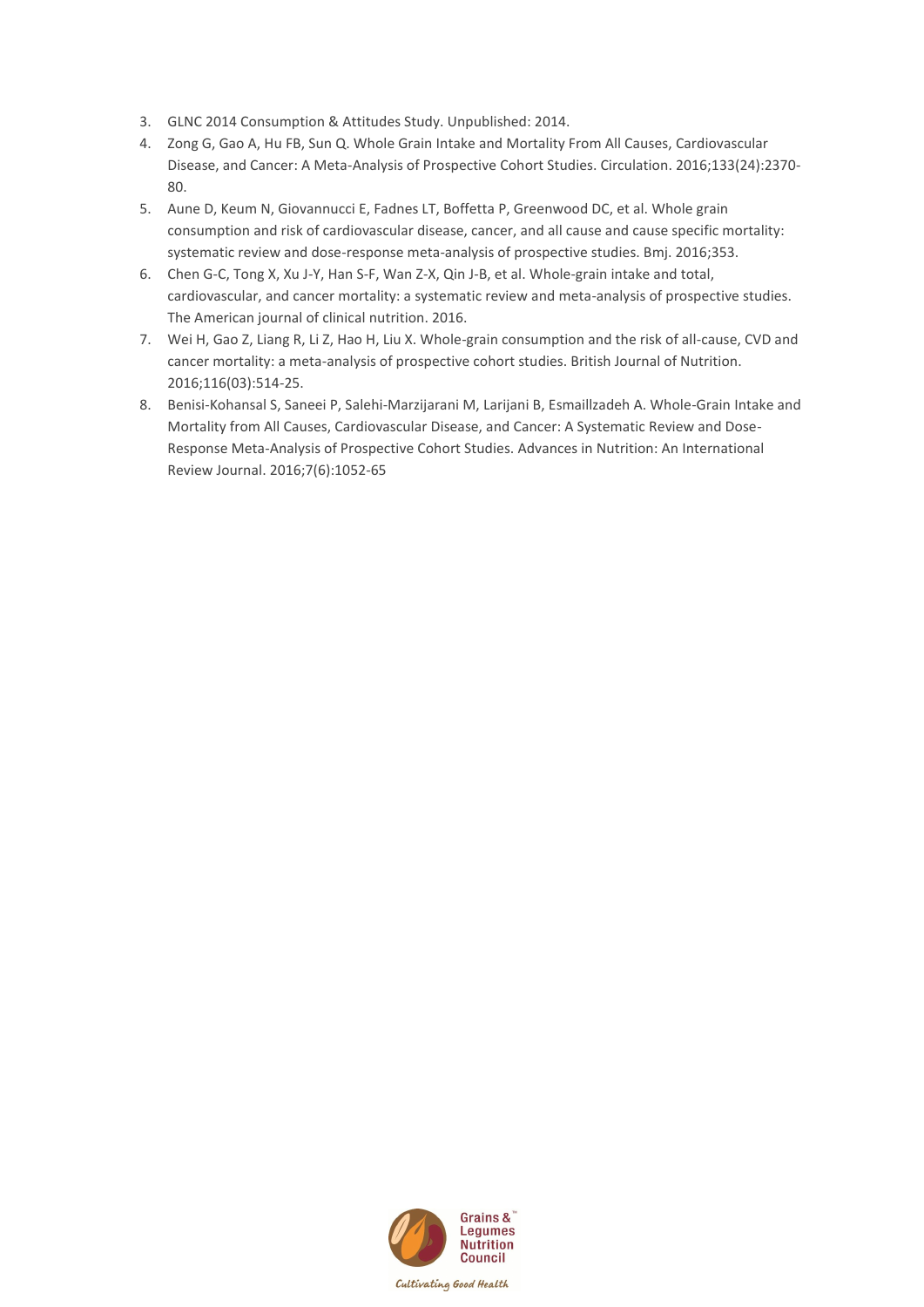3. GLNC 2014 Consumption & Attitudes Study. Unpublished: 2014.
4. Zong G, Gao A, Hu FB, Sun Q. Whole Grain Intake and Mortality From All Causes, Cardiovascular Disease, and Cancer: A Meta-Analysis of Prospective Cohort Studies. Circulation. 2016;133(24):2370-80.
5. Aune D, Keum N, Giovannucci E, Fadnes LT, Boffetta P, Greenwood DC, et al. Whole grain consumption and risk of cardiovascular disease, cancer, and all cause and cause specific mortality: systematic review and dose-response meta-analysis of prospective studies. Bmj. 2016;353.
6. Chen G-C, Tong X, Xu J-Y, Han S-F, Wan Z-X, Qin J-B, et al. Whole-grain intake and total, cardiovascular, and cancer mortality: a systematic review and meta-analysis of prospective studies. The American journal of clinical nutrition. 2016.
7. Wei H, Gao Z, Liang R, Li Z, Hao H, Liu X. Whole-grain consumption and the risk of all-cause, CVD and cancer mortality: a meta-analysis of prospective cohort studies. British Journal of Nutrition. 2016;116(03):514-25.
8. Benisi-Kohansal S, Saneei P, Salehi-Marzijarani M, Larijani B, Esmaillzadeh A. Whole-Grain Intake and Mortality from All Causes, Cardiovascular Disease, and Cancer: A Systematic Review and Dose-Response Meta-Analysis of Prospective Cohort Studies. Advances in Nutrition: An International Review Journal. 2016;7(6):1052-65

Grains & Legumes Nutrition Council™

Cultivating Good Health